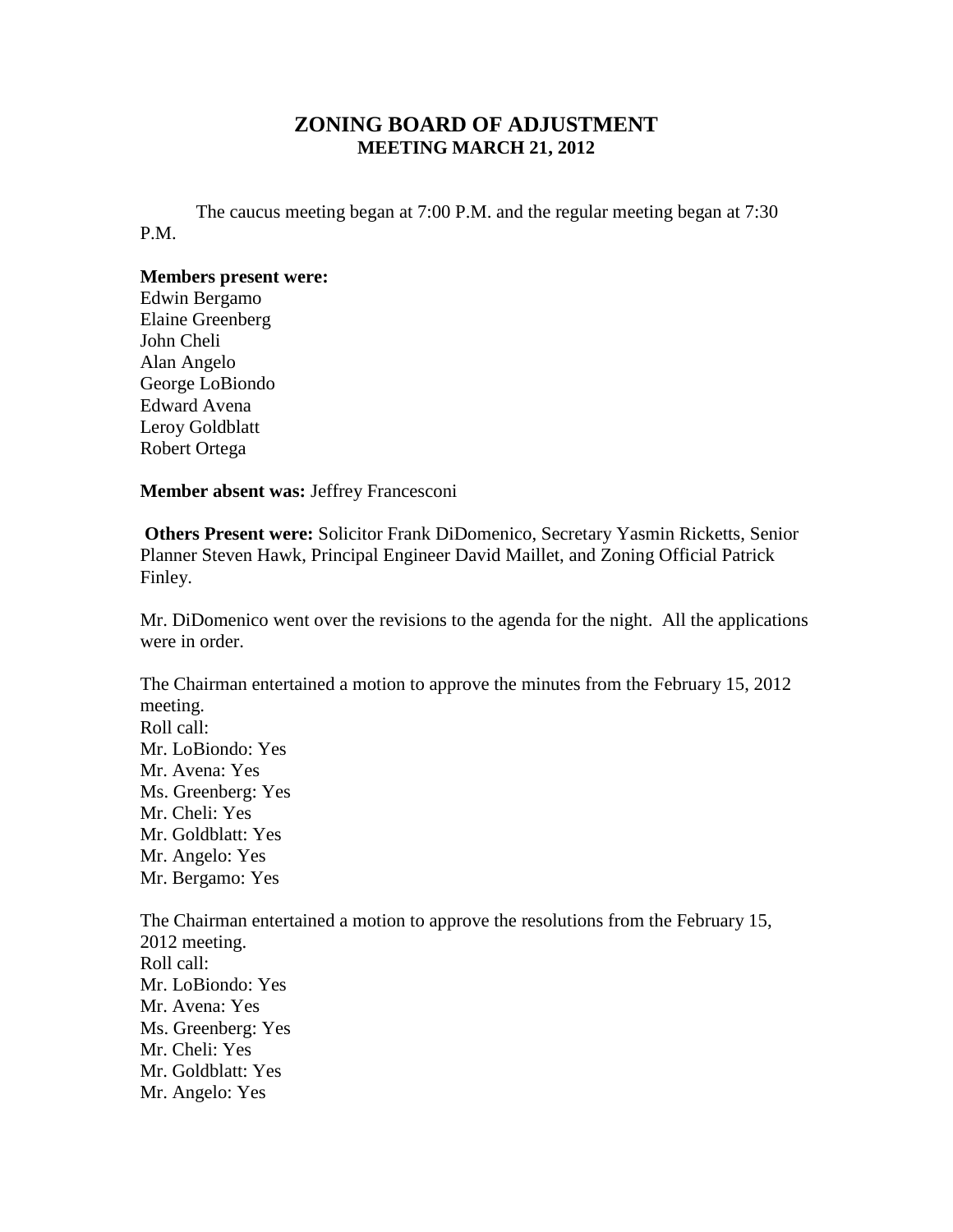# ZONING BOARD OF ADJUSTMENT
## MEETING MARCH 21, 2012

The caucus meeting began at 7:00 P.M. and the regular meeting began at 7:30 P.M.

**Members present were:**
Edwin Bergamo
Elaine Greenberg
John Cheli
Alan Angelo
George LoBiondo
Edward Avena
Leroy Goldblatt
Robert Ortega

**Member absent was:** Jeffrey Francesconi

**Others Present were:** Solicitor Frank DiDomenico, Secretary Yasmin Ricketts, Senior Planner Steven Hawk, Principal Engineer David Maillet, and Zoning Official Patrick Finley.

Mr. DiDomenico went over the revisions to the agenda for the night. All the applications were in order.

The Chairman entertained a motion to approve the minutes from the February 15, 2012 meeting.
Roll call:
Mr. LoBiondo: Yes
Mr. Avena: Yes
Ms. Greenberg: Yes
Mr. Cheli: Yes
Mr. Goldblatt: Yes
Mr. Angelo: Yes
Mr. Bergamo: Yes

The Chairman entertained a motion to approve the resolutions from the February 15, 2012 meeting.
Roll call:
Mr. LoBiondo: Yes
Mr. Avena: Yes
Ms. Greenberg: Yes
Mr. Cheli: Yes
Mr. Goldblatt: Yes
Mr. Angelo: Yes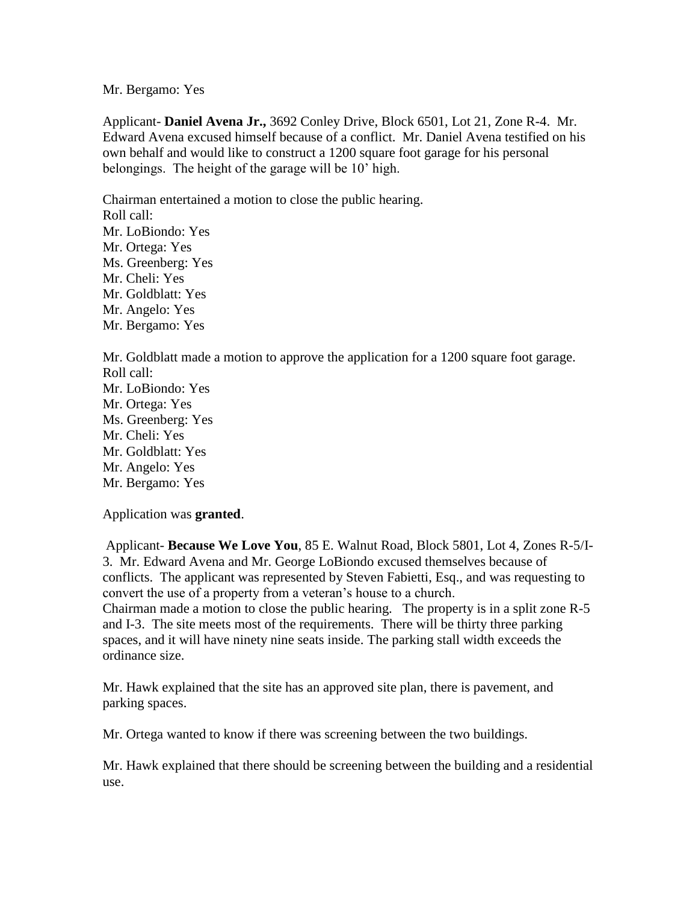Mr. Bergamo: Yes

Applicant- **Daniel Avena Jr.,** 3692 Conley Drive, Block 6501, Lot 21, Zone R-4. Mr. Edward Avena excused himself because of a conflict. Mr. Daniel Avena testified on his own behalf and would like to construct a 1200 square foot garage for his personal belongings. The height of the garage will be 10' high.

Chairman entertained a motion to close the public hearing.
Roll call:
Mr. LoBiondo: Yes
Mr. Ortega: Yes
Ms. Greenberg: Yes
Mr. Cheli: Yes
Mr. Goldblatt: Yes
Mr. Angelo: Yes
Mr. Bergamo: Yes

Mr. Goldblatt made a motion to approve the application for a 1200 square foot garage.
Roll call:
Mr. LoBiondo: Yes
Mr. Ortega: Yes
Ms. Greenberg: Yes
Mr. Cheli: Yes
Mr. Goldblatt: Yes
Mr. Angelo: Yes
Mr. Bergamo: Yes

Application was **granted**.

Applicant- **Because We Love You**, 85 E. Walnut Road, Block 5801, Lot 4, Zones R-5/I-3. Mr. Edward Avena and Mr. George LoBiondo excused themselves because of conflicts. The applicant was represented by Steven Fabietti, Esq., and was requesting to convert the use of a property from a veteran's house to a church.
Chairman made a motion to close the public hearing. The property is in a split zone R-5 and I-3. The site meets most of the requirements. There will be thirty three parking spaces, and it will have ninety nine seats inside. The parking stall width exceeds the ordinance size.

Mr. Hawk explained that the site has an approved site plan, there is pavement, and parking spaces.

Mr. Ortega wanted to know if there was screening between the two buildings.

Mr. Hawk explained that there should be screening between the building and a residential use.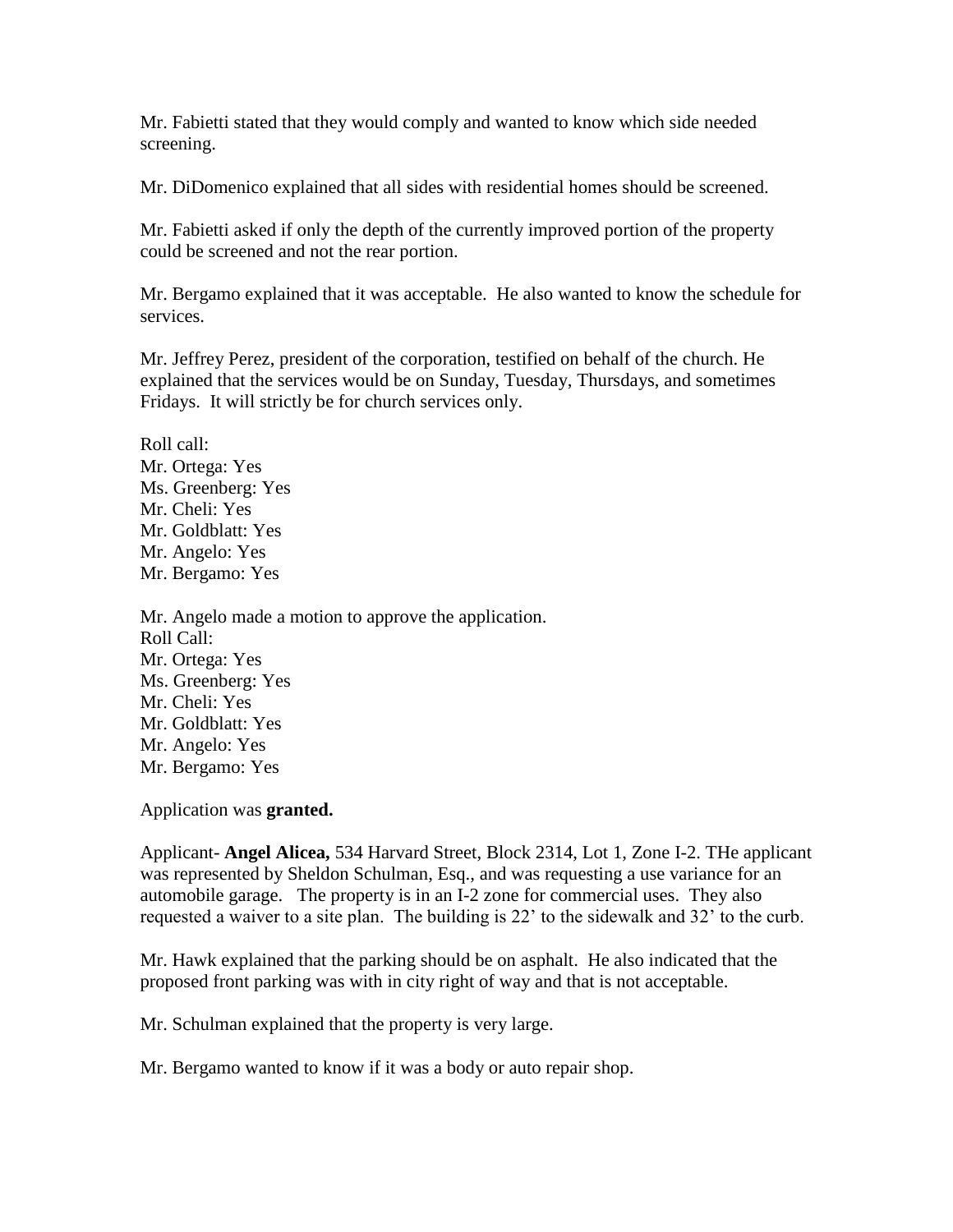Mr. Fabietti stated that they would comply and wanted to know which side needed screening.

Mr. DiDomenico explained that all sides with residential homes should be screened.

Mr. Fabietti asked if only the depth of the currently improved portion of the property could be screened and not the rear portion.

Mr. Bergamo explained that it was acceptable. He also wanted to know the schedule for services.

Mr. Jeffrey Perez, president of the corporation, testified on behalf of the church. He explained that the services would be on Sunday, Tuesday, Thursdays, and sometimes Fridays. It will strictly be for church services only.

Roll call:
Mr. Ortega: Yes
Ms. Greenberg: Yes
Mr. Cheli: Yes
Mr. Goldblatt: Yes
Mr. Angelo: Yes
Mr. Bergamo: Yes

Mr. Angelo made a motion to approve the application.
Roll Call:
Mr. Ortega: Yes
Ms. Greenberg: Yes
Mr. Cheli: Yes
Mr. Goldblatt: Yes
Mr. Angelo: Yes
Mr. Bergamo: Yes

Application was **granted.**

Applicant- **Angel Alicea,** 534 Harvard Street, Block 2314, Lot 1, Zone I-2. THe applicant was represented by Sheldon Schulman, Esq., and was requesting a use variance for an automobile garage. The property is in an I-2 zone for commercial uses. They also requested a waiver to a site plan. The building is 22' to the sidewalk and 32' to the curb.

Mr. Hawk explained that the parking should be on asphalt. He also indicated that the proposed front parking was with in city right of way and that is not acceptable.

Mr. Schulman explained that the property is very large.

Mr. Bergamo wanted to know if it was a body or auto repair shop.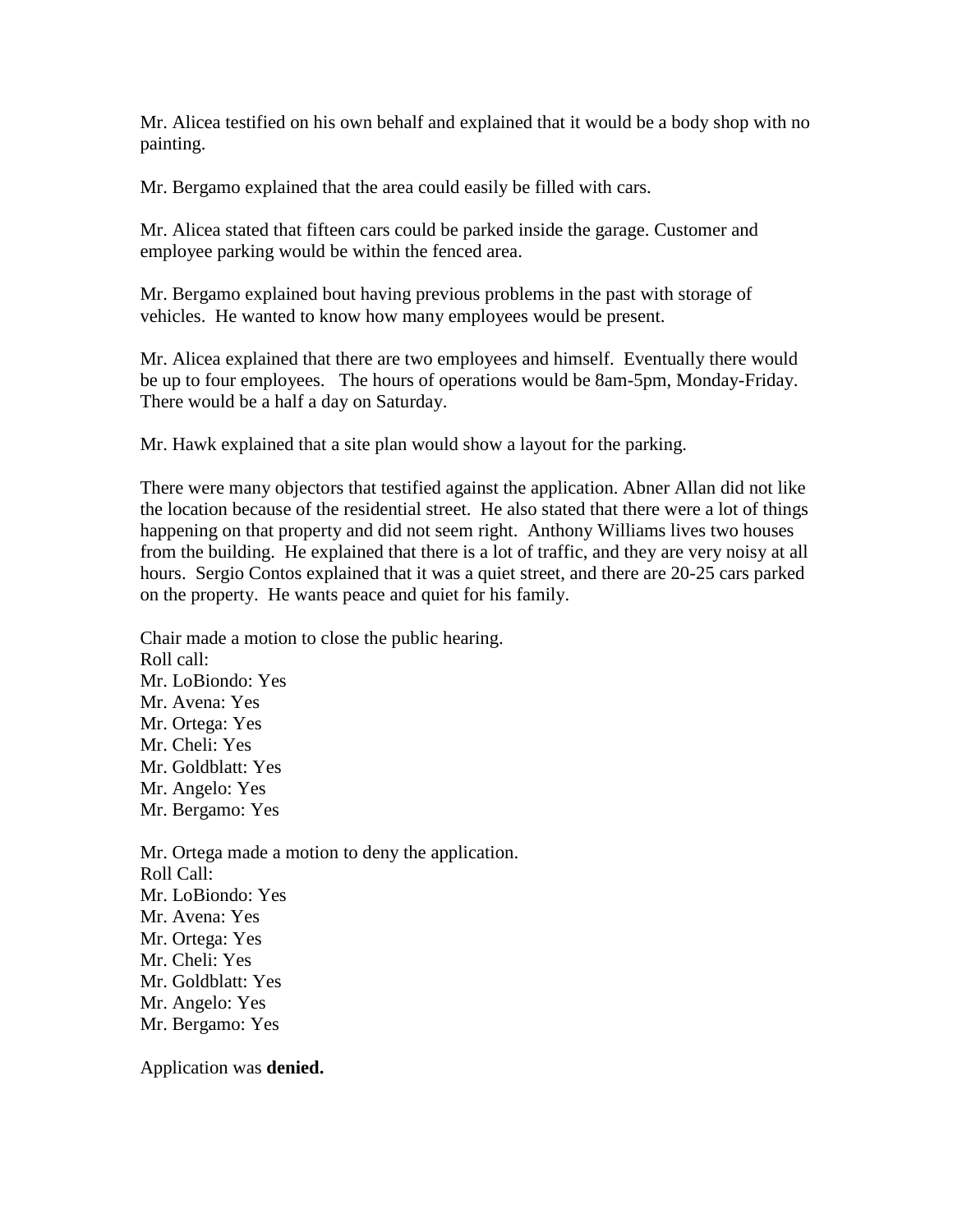Mr. Alicea testified on his own behalf and explained that it would be a body shop with no painting.

Mr. Bergamo explained that the area could easily be filled with cars.

Mr. Alicea stated that fifteen cars could be parked inside the garage. Customer and employee parking would be within the fenced area.

Mr. Bergamo explained bout having previous problems in the past with storage of vehicles. He wanted to know how many employees would be present.

Mr. Alicea explained that there are two employees and himself. Eventually there would be up to four employees. The hours of operations would be 8am-5pm, Monday-Friday. There would be a half a day on Saturday.

Mr. Hawk explained that a site plan would show a layout for the parking.

There were many objectors that testified against the application. Abner Allan did not like the location because of the residential street. He also stated that there were a lot of things happening on that property and did not seem right. Anthony Williams lives two houses from the building. He explained that there is a lot of traffic, and they are very noisy at all hours. Sergio Contos explained that it was a quiet street, and there are 20-25 cars parked on the property. He wants peace and quiet for his family.

Chair made a motion to close the public hearing.
Roll call:
Mr. LoBiondo: Yes
Mr. Avena: Yes
Mr. Ortega: Yes
Mr. Cheli: Yes
Mr. Goldblatt: Yes
Mr. Angelo: Yes
Mr. Bergamo: Yes

Mr. Ortega made a motion to deny the application.
Roll Call:
Mr. LoBiondo: Yes
Mr. Avena: Yes
Mr. Ortega: Yes
Mr. Cheli: Yes
Mr. Goldblatt: Yes
Mr. Angelo: Yes
Mr. Bergamo: Yes

Application was **denied.**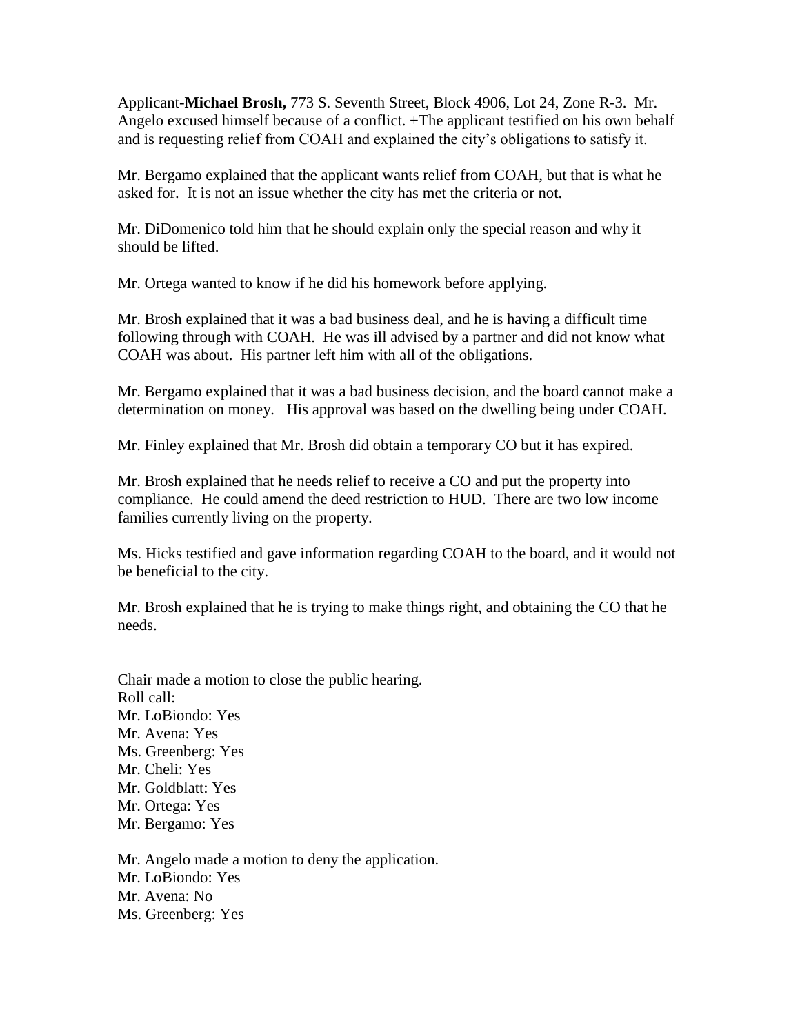Applicant-**Michael Brosh,** 773 S. Seventh Street, Block 4906, Lot 24, Zone R-3. Mr. Angelo excused himself because of a conflict. +The applicant testified on his own behalf and is requesting relief from COAH and explained the city's obligations to satisfy it.

Mr. Bergamo explained that the applicant wants relief from COAH, but that is what he asked for. It is not an issue whether the city has met the criteria or not.

Mr. DiDomenico told him that he should explain only the special reason and why it should be lifted.

Mr. Ortega wanted to know if he did his homework before applying.

Mr. Brosh explained that it was a bad business deal, and he is having a difficult time following through with COAH. He was ill advised by a partner and did not know what COAH was about. His partner left him with all of the obligations.

Mr. Bergamo explained that it was a bad business decision, and the board cannot make a determination on money. His approval was based on the dwelling being under COAH.

Mr. Finley explained that Mr. Brosh did obtain a temporary CO but it has expired.

Mr. Brosh explained that he needs relief to receive a CO and put the property into compliance. He could amend the deed restriction to HUD. There are two low income families currently living on the property.

Ms. Hicks testified and gave information regarding COAH to the board, and it would not be beneficial to the city.

Mr. Brosh explained that he is trying to make things right, and obtaining the CO that he needs.

Chair made a motion to close the public hearing.
Roll call:
Mr. LoBiondo: Yes
Mr. Avena: Yes
Ms. Greenberg: Yes
Mr. Cheli: Yes
Mr. Goldblatt: Yes
Mr. Ortega: Yes
Mr. Bergamo: Yes

Mr. Angelo made a motion to deny the application.
Mr. LoBiondo: Yes
Mr. Avena: No
Ms. Greenberg: Yes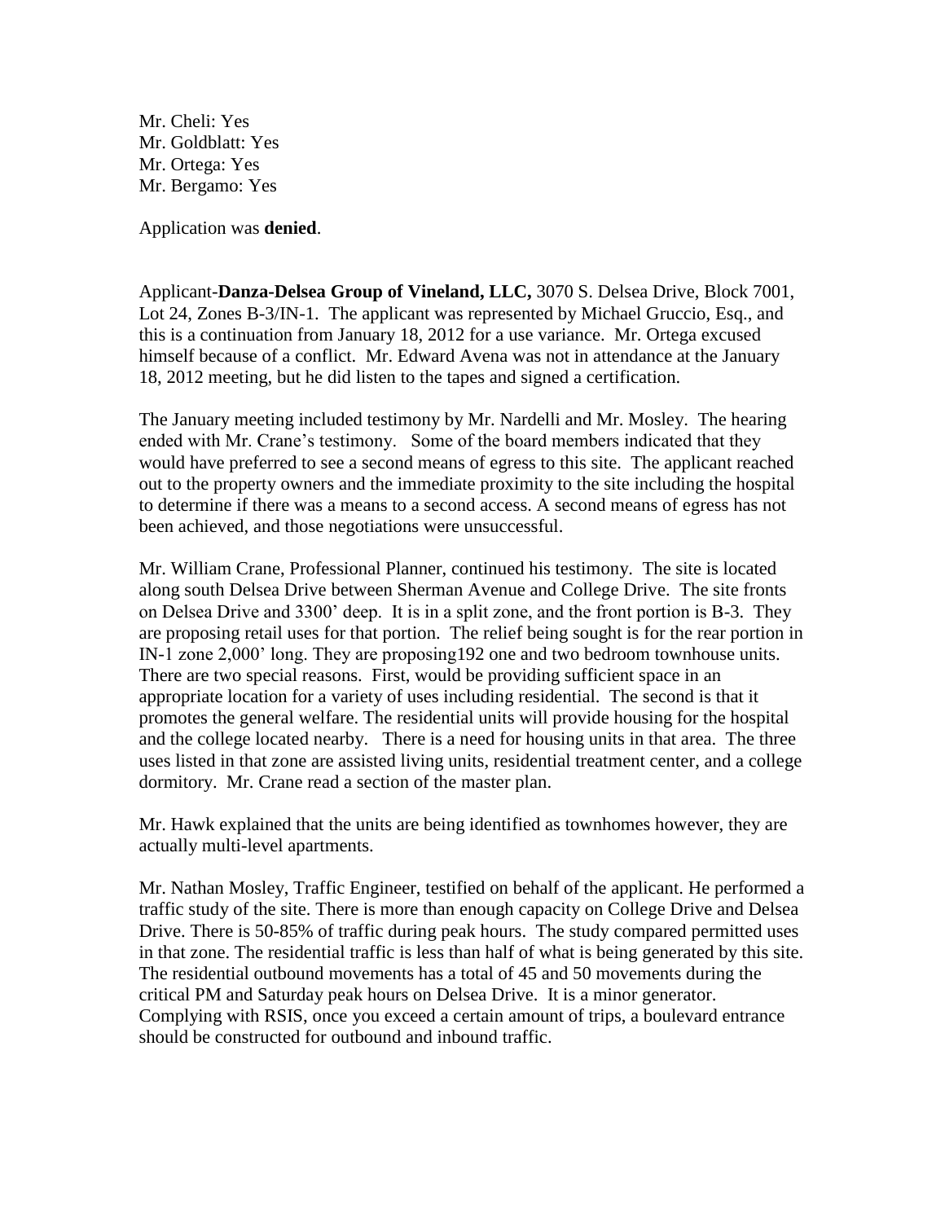Mr. Cheli: Yes  
Mr. Goldblatt: Yes  
Mr. Ortega: Yes  
Mr. Bergamo: Yes

Application was **denied**.

Applicant-**Danza-Delsea Group of Vineland, LLC,** 3070 S. Delsea Drive, Block 7001, Lot 24, Zones B-3/IN-1. The applicant was represented by Michael Gruccio, Esq., and this is a continuation from January 18, 2012 for a use variance. Mr. Ortega excused himself because of a conflict. Mr. Edward Avena was not in attendance at the January 18, 2012 meeting, but he did listen to the tapes and signed a certification.

The January meeting included testimony by Mr. Nardelli and Mr. Mosley. The hearing ended with Mr. Crane's testimony. Some of the board members indicated that they would have preferred to see a second means of egress to this site. The applicant reached out to the property owners and the immediate proximity to the site including the hospital to determine if there was a means to a second access. A second means of egress has not been achieved, and those negotiations were unsuccessful.

Mr. William Crane, Professional Planner, continued his testimony. The site is located along south Delsea Drive between Sherman Avenue and College Drive. The site fronts on Delsea Drive and 3300' deep. It is in a split zone, and the front portion is B-3. They are proposing retail uses for that portion. The relief being sought is for the rear portion in IN-1 zone 2,000' long. They are proposing192 one and two bedroom townhouse units. There are two special reasons. First, would be providing sufficient space in an appropriate location for a variety of uses including residential. The second is that it promotes the general welfare. The residential units will provide housing for the hospital and the college located nearby. There is a need for housing units in that area. The three uses listed in that zone are assisted living units, residential treatment center, and a college dormitory. Mr. Crane read a section of the master plan.

Mr. Hawk explained that the units are being identified as townhomes however, they are actually multi-level apartments.

Mr. Nathan Mosley, Traffic Engineer, testified on behalf of the applicant. He performed a traffic study of the site. There is more than enough capacity on College Drive and Delsea Drive. There is 50-85% of traffic during peak hours. The study compared permitted uses in that zone. The residential traffic is less than half of what is being generated by this site. The residential outbound movements has a total of 45 and 50 movements during the critical PM and Saturday peak hours on Delsea Drive. It is a minor generator. Complying with RSIS, once you exceed a certain amount of trips, a boulevard entrance should be constructed for outbound and inbound traffic.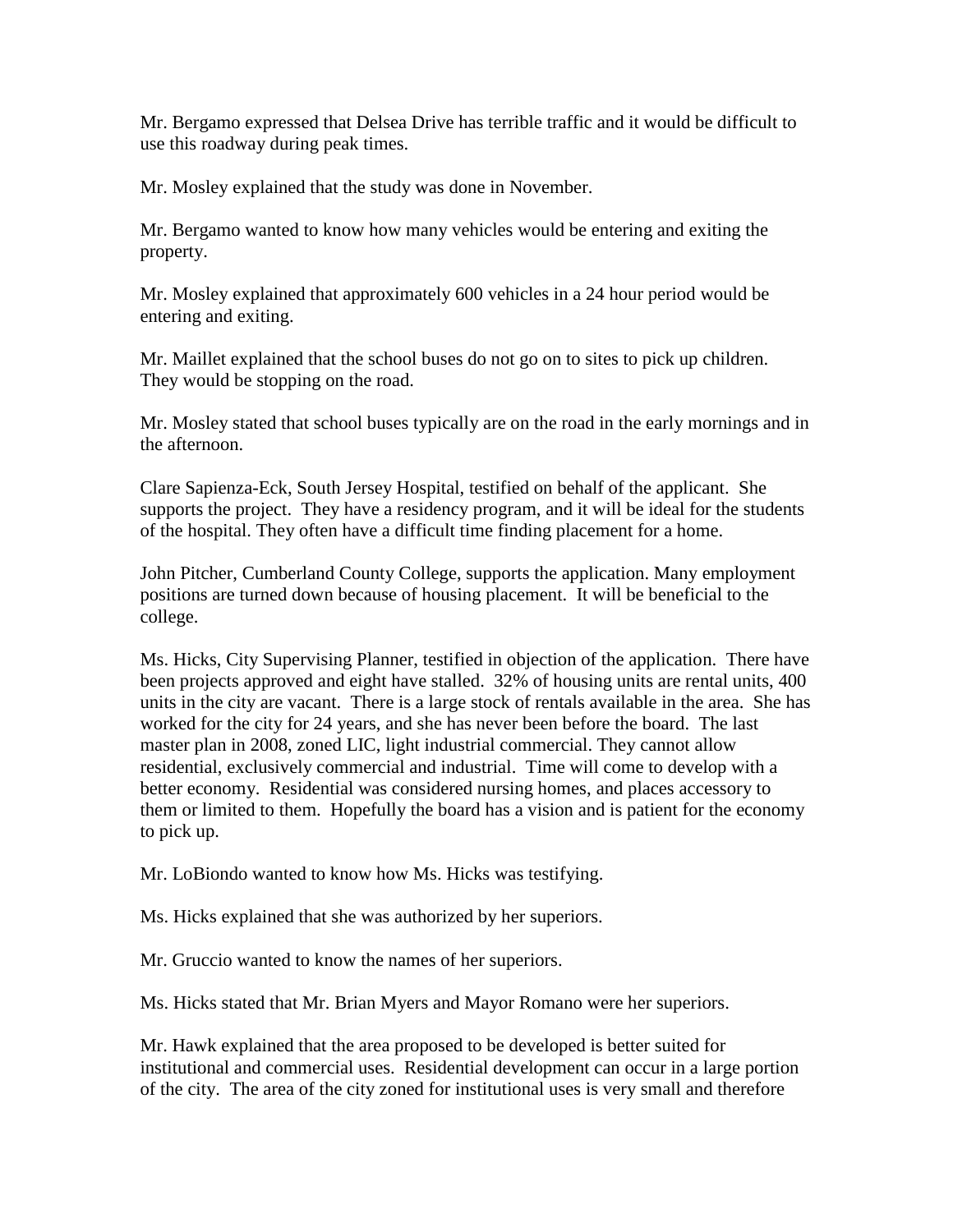Mr. Bergamo expressed that Delsea Drive has terrible traffic and it would be difficult to use this roadway during peak times.

Mr. Mosley explained that the study was done in November.

Mr. Bergamo wanted to know how many vehicles would be entering and exiting the property.

Mr. Mosley explained that approximately 600 vehicles in a 24 hour period would be entering and exiting.

Mr. Maillet explained that the school buses do not go on to sites to pick up children. They would be stopping on the road.

Mr. Mosley stated that school buses typically are on the road in the early mornings and in the afternoon.

Clare Sapienza-Eck, South Jersey Hospital, testified on behalf of the applicant. She supports the project. They have a residency program, and it will be ideal for the students of the hospital. They often have a difficult time finding placement for a home.

John Pitcher, Cumberland County College, supports the application. Many employment positions are turned down because of housing placement. It will be beneficial to the college.

Ms. Hicks, City Supervising Planner, testified in objection of the application. There have been projects approved and eight have stalled. 32% of housing units are rental units, 400 units in the city are vacant. There is a large stock of rentals available in the area. She has worked for the city for 24 years, and she has never been before the board. The last master plan in 2008, zoned LIC, light industrial commercial. They cannot allow residential, exclusively commercial and industrial. Time will come to develop with a better economy. Residential was considered nursing homes, and places accessory to them or limited to them. Hopefully the board has a vision and is patient for the economy to pick up.

Mr. LoBiondo wanted to know how Ms. Hicks was testifying.

Ms. Hicks explained that she was authorized by her superiors.

Mr. Gruccio wanted to know the names of her superiors.

Ms. Hicks stated that Mr. Brian Myers and Mayor Romano were her superiors.

Mr. Hawk explained that the area proposed to be developed is better suited for institutional and commercial uses. Residential development can occur in a large portion of the city. The area of the city zoned for institutional uses is very small and therefore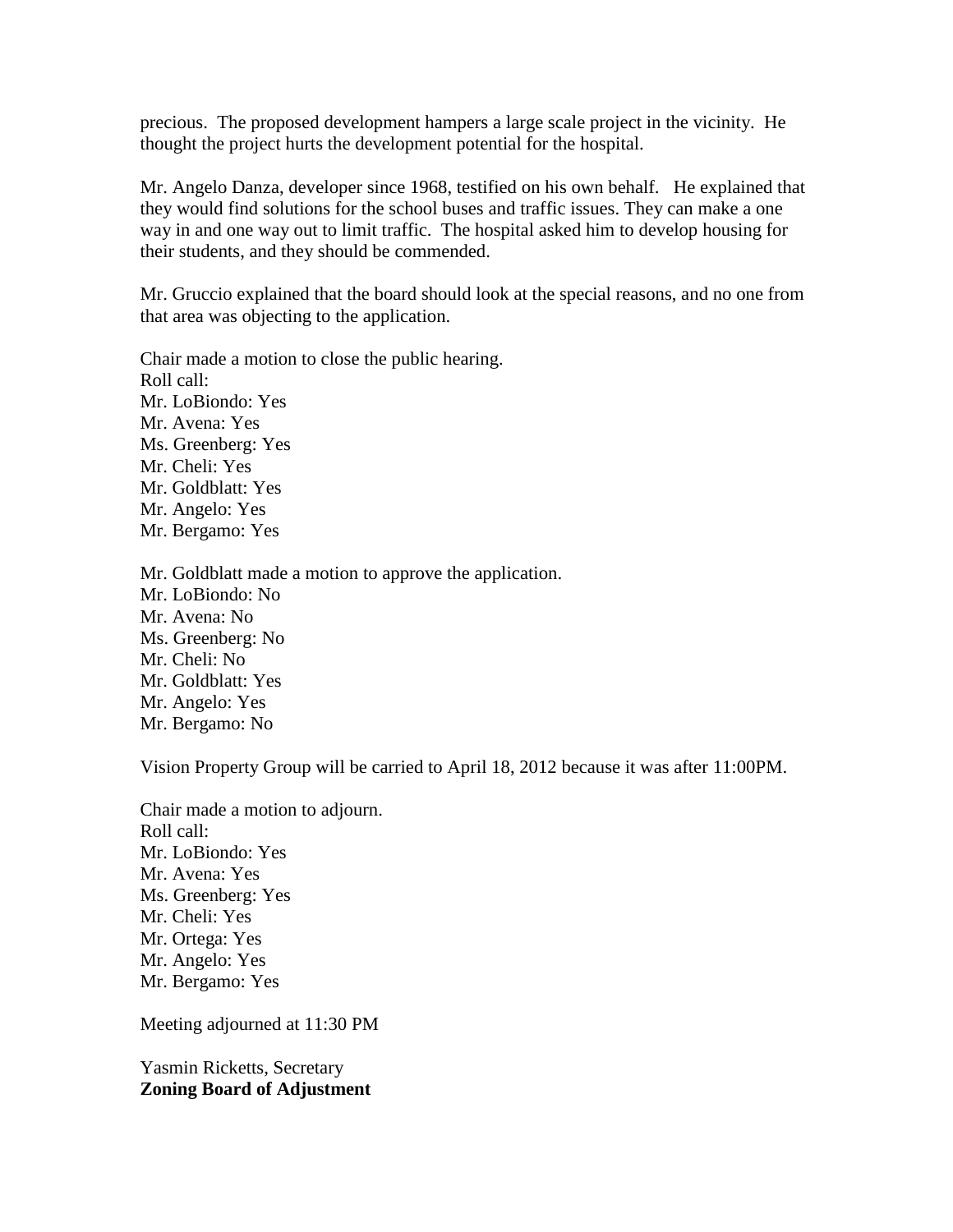precious. The proposed development hampers a large scale project in the vicinity. He thought the project hurts the development potential for the hospital.

Mr. Angelo Danza, developer since 1968, testified on his own behalf. He explained that they would find solutions for the school buses and traffic issues. They can make a one way in and one way out to limit traffic. The hospital asked him to develop housing for their students, and they should be commended.

Mr. Gruccio explained that the board should look at the special reasons, and no one from that area was objecting to the application.

Chair made a motion to close the public hearing.
Roll call:
Mr. LoBiondo: Yes
Mr. Avena: Yes
Ms. Greenberg: Yes
Mr. Cheli: Yes
Mr. Goldblatt: Yes
Mr. Angelo: Yes
Mr. Bergamo: Yes

Mr. Goldblatt made a motion to approve the application.
Mr. LoBiondo: No
Mr. Avena: No
Ms. Greenberg: No
Mr. Cheli: No
Mr. Goldblatt: Yes
Mr. Angelo: Yes
Mr. Bergamo: No

Vision Property Group will be carried to April 18, 2012 because it was after 11:00PM.

Chair made a motion to adjourn.
Roll call:
Mr. LoBiondo: Yes
Mr. Avena: Yes
Ms. Greenberg: Yes
Mr. Cheli: Yes
Mr. Ortega: Yes
Mr. Angelo: Yes
Mr. Bergamo: Yes

Meeting adjourned at 11:30 PM

Yasmin Ricketts, Secretary
**Zoning Board of Adjustment**